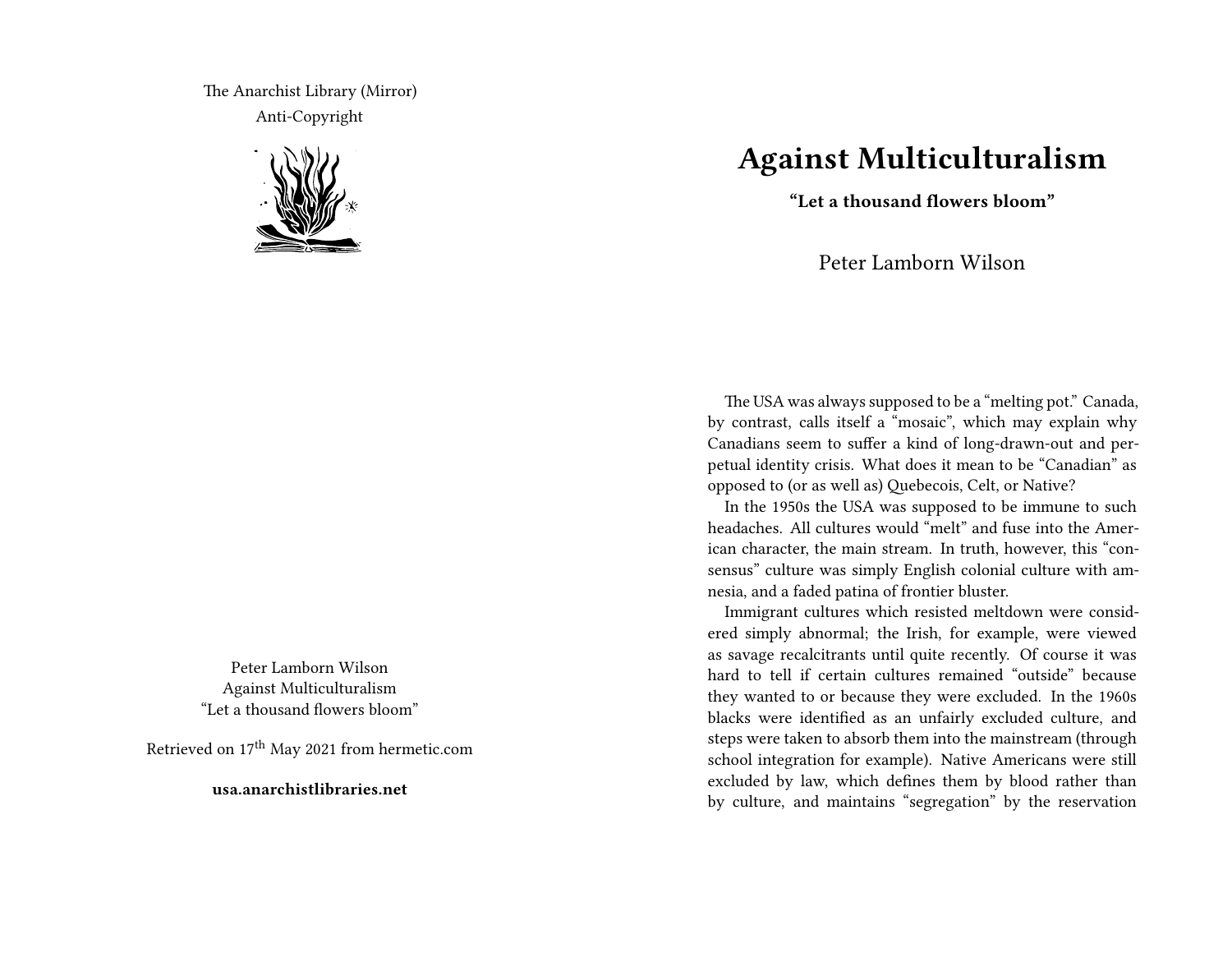The Anarchist Library (Mirror)
Anti-Copyright

Peter Lamborn Wilson
Against Multiculturalism
"Let a thousand flowers bloom"

Retrieved on 17th May 2021 from hermetic.com

**usa.anarchistlibraries.net**

# Against Multiculturalism

**"Let a thousand flowers bloom"**

Peter Lamborn Wilson

The USA was always supposed to be a "melting pot." Canada, by contrast, calls itself a "mosaic", which may explain why Canadians seem to suffer a kind of long-drawn-out and perpetual identity crisis. What does it mean to be "Canadian" as opposed to (or as well as) Quebecois, Celt, or Native?

In the 1950s the USA was supposed to be immune to such headaches. All cultures would "melt" and fuse into the American character, the main stream. In truth, however, this "consensus" culture was simply English colonial culture with amnesia, and a faded patina of frontier bluster.

Immigrant cultures which resisted meltdown were considered simply abnormal; the Irish, for example, were viewed as savage recalcitrants until quite recently. Of course it was hard to tell if certain cultures remained "outside" because they wanted to or because they were excluded. In the 1960s blacks were identified as an unfairly excluded culture, and steps were taken to absorb them into the mainstream (through school integration for example). Native Americans were still excluded by law, which defines them by blood rather than by culture, and maintains "segregation" by the reservation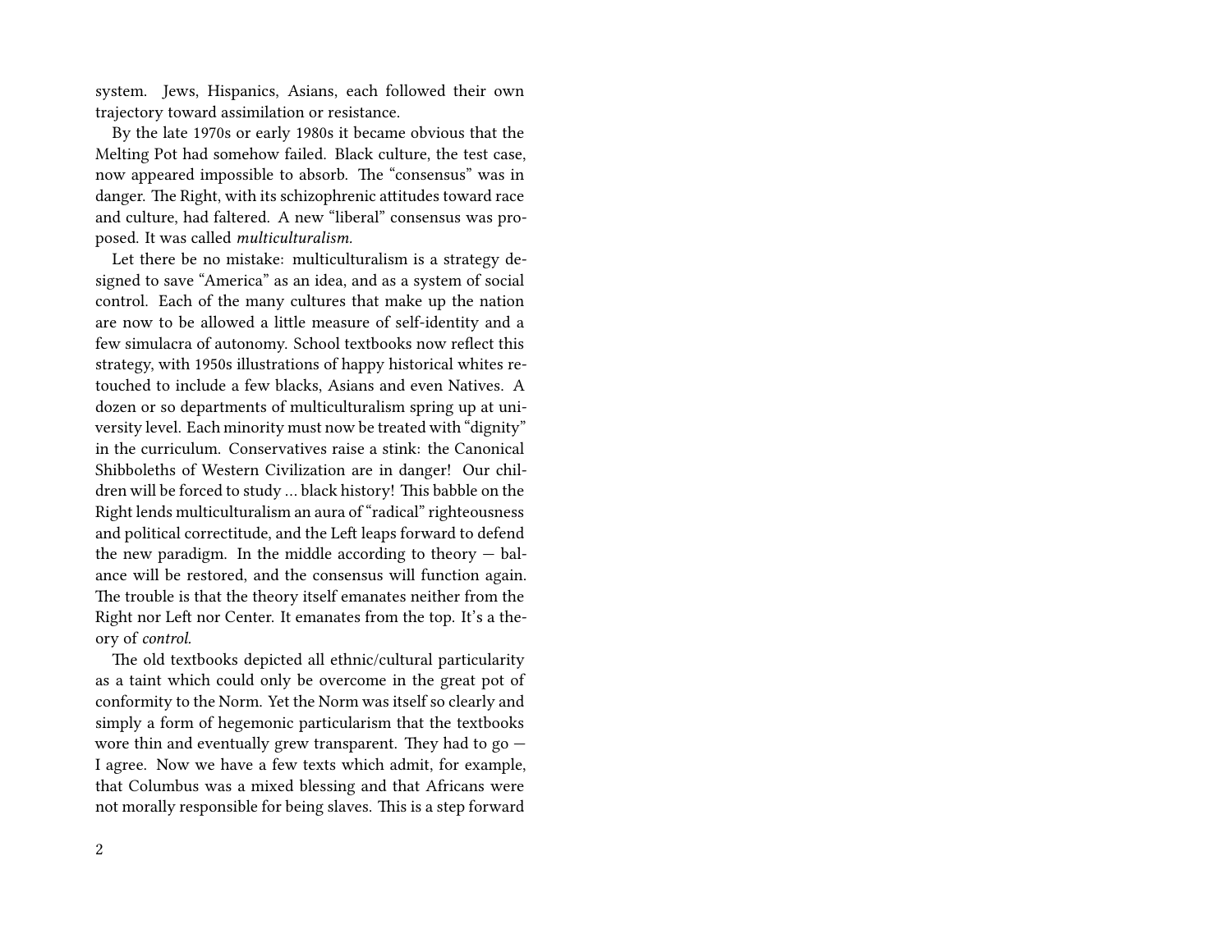system. Jews, Hispanics, Asians, each followed their own trajectory toward assimilation or resistance.

By the late 1970s or early 1980s it became obvious that the Melting Pot had somehow failed. Black culture, the test case, now appeared impossible to absorb. The "consensus" was in danger. The Right, with its schizophrenic attitudes toward race and culture, had faltered. A new "liberal" consensus was proposed. It was called *multiculturalism.*

Let there be no mistake: multiculturalism is a strategy designed to save "America" as an idea, and as a system of social control. Each of the many cultures that make up the nation are now to be allowed a little measure of self-identity and a few simulacra of autonomy. School textbooks now reflect this strategy, with 1950s illustrations of happy historical whites retouched to include a few blacks, Asians and even Natives. A dozen or so departments of multiculturalism spring up at university level. Each minority must now be treated with "dignity" in the curriculum. Conservatives raise a stink: the Canonical Shibboleths of Western Civilization are in danger! Our children will be forced to study … black history! This babble on the Right lends multiculturalism an aura of "radical" righteousness and political correctitude, and the Left leaps forward to defend the new paradigm. In the middle according to theory — balance will be restored, and the consensus will function again. The trouble is that the theory itself emanates neither from the Right nor Left nor Center. It emanates from the top. It's a theory of *control.*

The old textbooks depicted all ethnic/cultural particularity as a taint which could only be overcome in the great pot of conformity to the Norm. Yet the Norm was itself so clearly and simply a form of hegemonic particularism that the textbooks wore thin and eventually grew transparent. They had to go — I agree. Now we have a few texts which admit, for example, that Columbus was a mixed blessing and that Africans were not morally responsible for being slaves. This is a step forward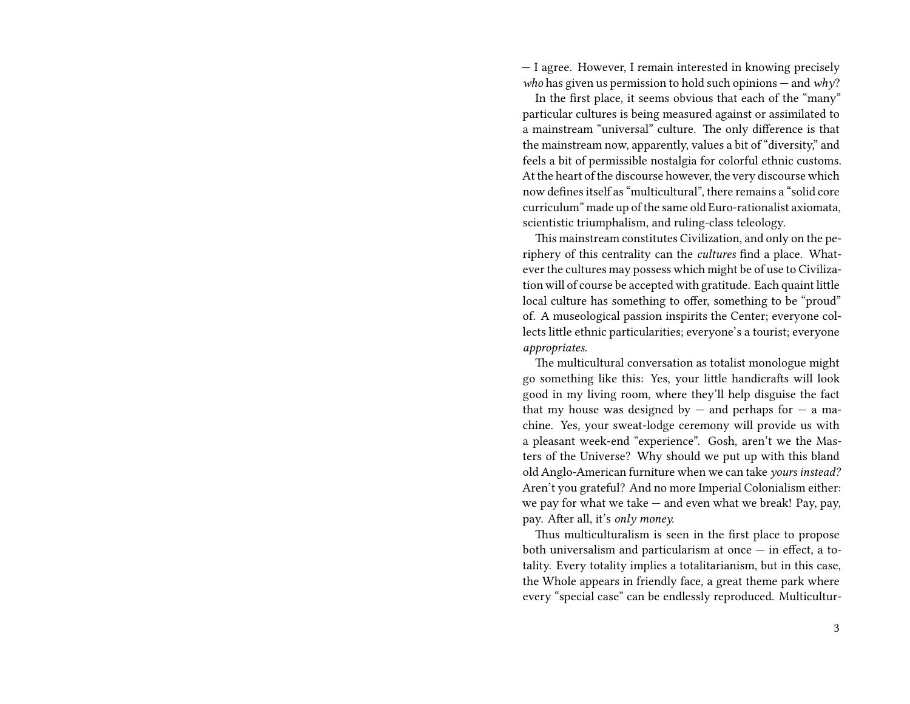— I agree. However, I remain interested in knowing precisely *who* has given us permission to hold such opinions — and *why*?

In the first place, it seems obvious that each of the "many" particular cultures is being measured against or assimilated to a mainstream "universal" culture. The only difference is that the mainstream now, apparently, values a bit of "diversity," and feels a bit of permissible nostalgia for colorful ethnic customs. At the heart of the discourse however, the very discourse which now defines itself as "multicultural", there remains a "solid core curriculum" made up of the same old Euro-rationalist axiomata, scientistic triumphalism, and ruling-class teleology.

This mainstream constitutes Civilization, and only on the periphery of this centrality can the *cultures* find a place. Whatever the cultures may possess which might be of use to Civilization will of course be accepted with gratitude. Each quaint little local culture has something to offer, something to be "proud" of. A museological passion inspirits the Center; everyone collects little ethnic particularities; everyone's a tourist; everyone *appropriates.*

The multicultural conversation as totalist monologue might go something like this: Yes, your little handicrafts will look good in my living room, where they'll help disguise the fact that my house was designed by — and perhaps for — a machine. Yes, your sweat-lodge ceremony will provide us with a pleasant week-end "experience". Gosh, aren't we the Masters of the Universe? Why should we put up with this bland old Anglo-American furniture when we can take *yours instead?* Aren't you grateful? And no more Imperial Colonialism either: we pay for what we take — and even what we break! Pay, pay, pay. After all, it's *only money.*

Thus multiculturalism is seen in the first place to propose both universalism and particularism at once — in effect, a totality. Every totality implies a totalitarianism, but in this case, the Whole appears in friendly face, a great theme park where every "special case" can be endlessly reproduced. Multicultur-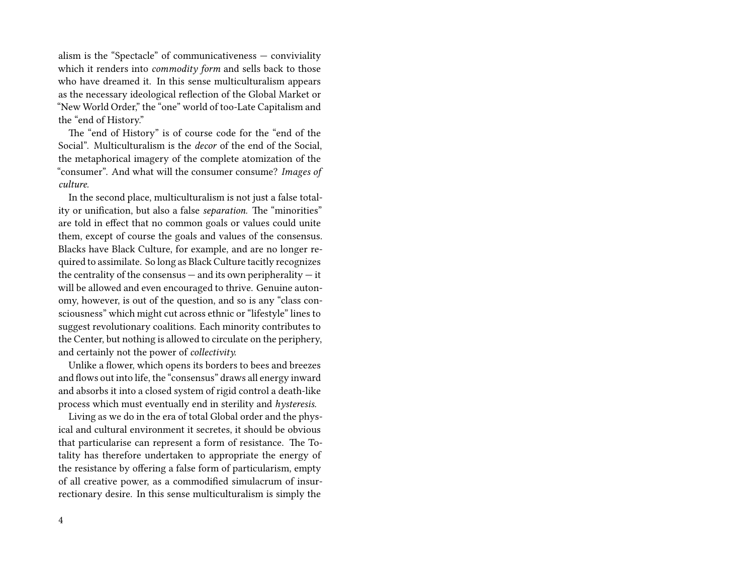alism is the "Spectacle" of communicativeness — conviviality which it renders into *commodity form* and sells back to those who have dreamed it. In this sense multiculturalism appears as the necessary ideological reflection of the Global Market or "New World Order," the "one" world of too-Late Capitalism and the "end of History."

The "end of History" is of course code for the "end of the Social". Multiculturalism is the *decor* of the end of the Social, the metaphorical imagery of the complete atomization of the "consumer". And what will the consumer consume? *Images of culture.*

In the second place, multiculturalism is not just a false totality or unification, but also a false *separation.* The "minorities" are told in effect that no common goals or values could unite them, except of course the goals and values of the consensus. Blacks have Black Culture, for example, and are no longer required to assimilate. So long as Black Culture tacitly recognizes the centrality of the consensus — and its own peripherality — it will be allowed and even encouraged to thrive. Genuine autonomy, however, is out of the question, and so is any "class consciousness" which might cut across ethnic or "lifestyle" lines to suggest revolutionary coalitions. Each minority contributes to the Center, but nothing is allowed to circulate on the periphery, and certainly not the power of *collectivity.*

Unlike a flower, which opens its borders to bees and breezes and flows out into life, the "consensus" draws all energy inward and absorbs it into a closed system of rigid control a death-like process which must eventually end in sterility and *hysteresis.*

Living as we do in the era of total Global order and the physical and cultural environment it secretes, it should be obvious that particularise can represent a form of resistance. The Totality has therefore undertaken to appropriate the energy of the resistance by offering a false form of particularism, empty of all creative power, as a commodified simulacrum of insurrectionary desire. In this sense multiculturalism is simply the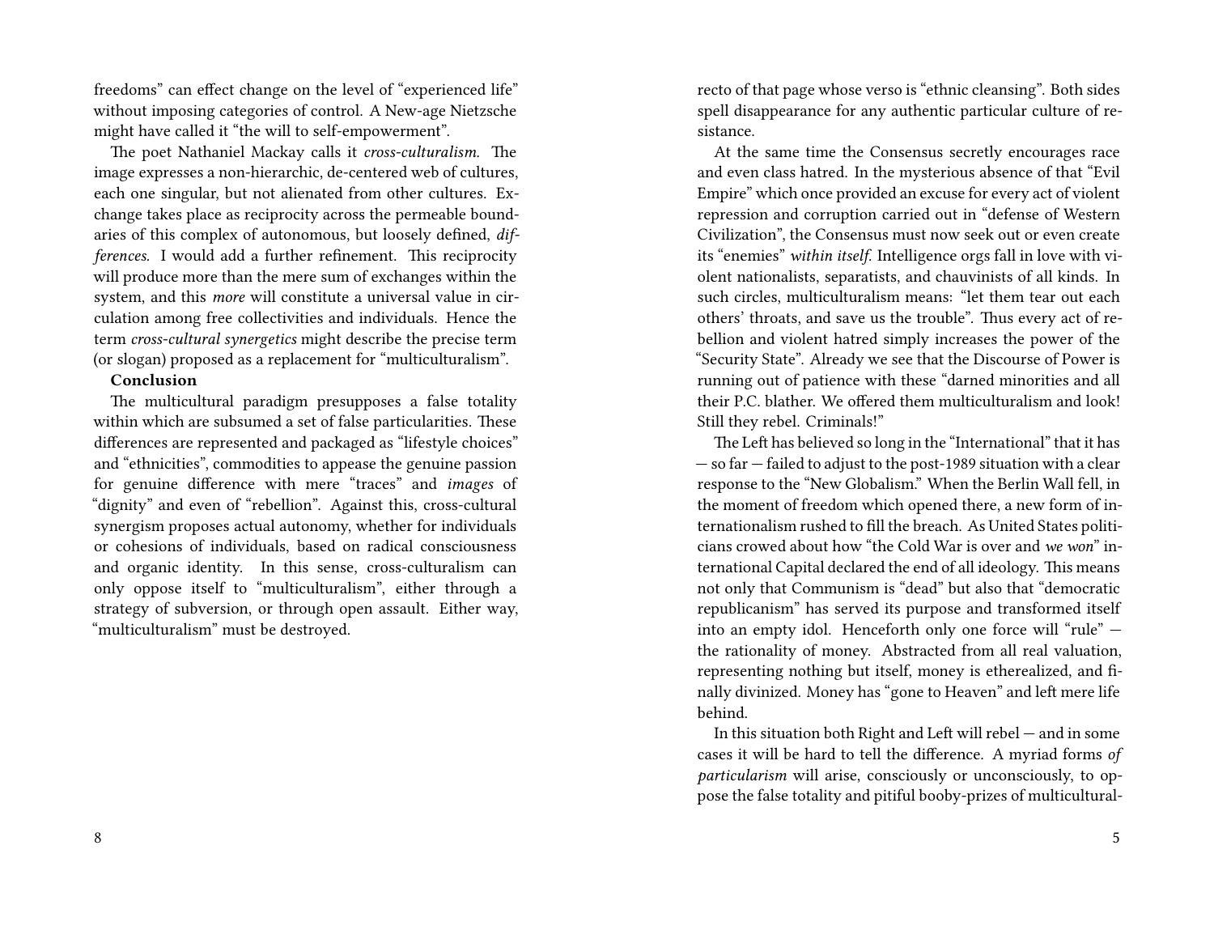freedoms" can effect change on the level of "experienced life" without imposing categories of control. A New-age Nietzsche might have called it "the will to self-empowerment".

The poet Nathaniel Mackay calls it *cross-culturalism.* The image expresses a non-hierarchic, de-centered web of cultures, each one singular, but not alienated from other cultures. Exchange takes place as reciprocity across the permeable boundaries of this complex of autonomous, but loosely defined, *differences.* I would add a further refinement. This reciprocity will produce more than the mere sum of exchanges within the system, and this *more* will constitute a universal value in circulation among free collectivities and individuals. Hence the term *cross-cultural synergetics* might describe the precise term (or slogan) proposed as a replacement for "multiculturalism".

**Conclusion**

The multicultural paradigm presupposes a false totality within which are subsumed a set of false particularities. These differences are represented and packaged as "lifestyle choices" and "ethnicities", commodities to appease the genuine passion for genuine difference with mere "traces" and *images* of "dignity" and even of "rebellion". Against this, cross-cultural synergism proposes actual autonomy, whether for individuals or cohesions of individuals, based on radical consciousness and organic identity. In this sense, cross-culturalism can only oppose itself to "multiculturalism", either through a strategy of subversion, or through open assault. Either way, "multiculturalism" must be destroyed.

recto of that page whose verso is "ethnic cleansing". Both sides spell disappearance for any authentic particular culture of resistance.

At the same time the Consensus secretly encourages race and even class hatred. In the mysterious absence of that "Evil Empire" which once provided an excuse for every act of violent repression and corruption carried out in "defense of Western Civilization", the Consensus must now seek out or even create its "enemies" *within itself.* Intelligence orgs fall in love with violent nationalists, separatists, and chauvinists of all kinds. In such circles, multiculturalism means: "let them tear out each others' throats, and save us the trouble". Thus every act of rebellion and violent hatred simply increases the power of the "Security State". Already we see that the Discourse of Power is running out of patience with these "darned minorities and all their P.C. blather. We offered them multiculturalism and look! Still they rebel. Criminals!"

The Left has believed so long in the "International" that it has — so far — failed to adjust to the post-1989 situation with a clear response to the "New Globalism." When the Berlin Wall fell, in the moment of freedom which opened there, a new form of internationalism rushed to fill the breach. As United States politicians crowed about how "the Cold War is over and *we won*" international Capital declared the end of all ideology. This means not only that Communism is "dead" but also that "democratic republicanism" has served its purpose and transformed itself into an empty idol. Henceforth only one force will "rule" — the rationality of money. Abstracted from all real valuation, representing nothing but itself, money is etherealized, and finally divinized. Money has "gone to Heaven" and left mere life behind.

In this situation both Right and Left will rebel — and in some cases it will be hard to tell the difference. A myriad forms *of particularism* will arise, consciously or unconsciously, to oppose the false totality and pitiful booby-prizes of multicultural-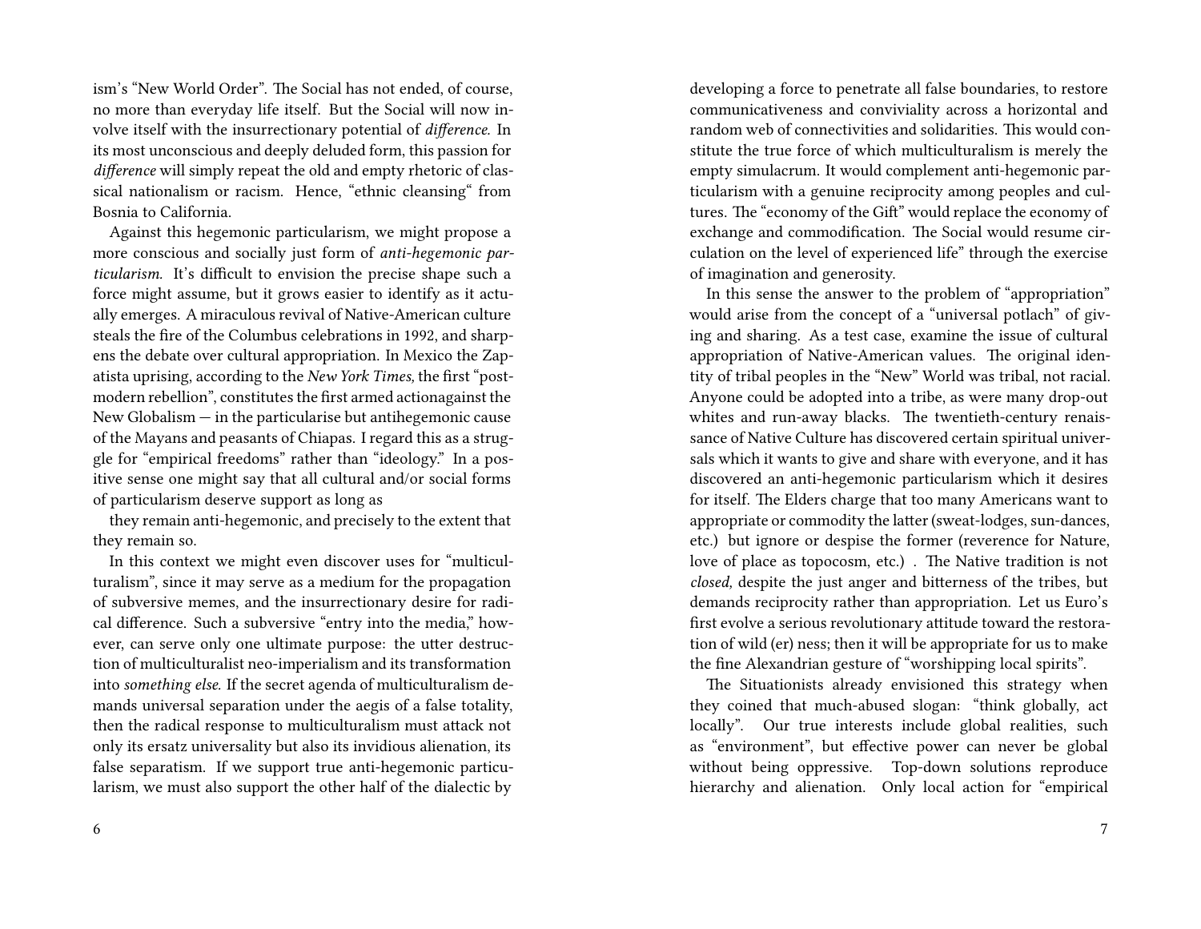ism's "New World Order". The Social has not ended, of course, no more than everyday life itself. But the Social will now involve itself with the insurrectionary potential of *difference.* In its most unconscious and deeply deluded form, this passion for *difference* will simply repeat the old and empty rhetoric of classical nationalism or racism. Hence, "ethnic cleansing" from Bosnia to California.

Against this hegemonic particularism, we might propose a more conscious and socially just form of *anti-hegemonic particularism.* It's difficult to envision the precise shape such a force might assume, but it grows easier to identify as it actually emerges. A miraculous revival of Native-American culture steals the fire of the Columbus celebrations in 1992, and sharpens the debate over cultural appropriation. In Mexico the Zapatista uprising, according to the *New York Times,* the first "post-modern rebellion", constitutes the first armed actionagainst the New Globalism — in the particularise but antihegemonic cause of the Mayans and peasants of Chiapas. I regard this as a struggle for "empirical freedoms" rather than "ideology." In a positive sense one might say that all cultural and/or social forms of particularism deserve support as long as

they remain anti-hegemonic, and precisely to the extent that they remain so.

In this context we might even discover uses for "multiculturalism", since it may serve as a medium for the propagation of subversive memes, and the insurrectionary desire for radical difference. Such a subversive "entry into the media," however, can serve only one ultimate purpose: the utter destruction of multiculturalist neo-imperialism and its transformation into *something else.* If the secret agenda of multiculturalism demands universal separation under the aegis of a false totality, then the radical response to multiculturalism must attack not only its ersatz universality but also its invidious alienation, its false separatism. If we support true anti-hegemonic particularism, we must also support the other half of the dialectic by developing a force to penetrate all false boundaries, to restore communicativeness and conviviality across a horizontal and random web of connectivities and solidarities. This would constitute the true force of which multiculturalism is merely the empty simulacrum. It would complement anti-hegemonic particularism with a genuine reciprocity among peoples and cultures. The "economy of the Gift" would replace the economy of exchange and commodification. The Social would resume circulation on the level of experienced life" through the exercise of imagination and generosity.

In this sense the answer to the problem of "appropriation" would arise from the concept of a "universal potlach" of giving and sharing. As a test case, examine the issue of cultural appropriation of Native-American values. The original identity of tribal peoples in the "New" World was tribal, not racial. Anyone could be adopted into a tribe, as were many drop-out whites and run-away blacks. The twentieth-century renaissance of Native Culture has discovered certain spiritual universals which it wants to give and share with everyone, and it has discovered an anti-hegemonic particularism which it desires for itself. The Elders charge that too many Americans want to appropriate or commodity the latter (sweat-lodges, sun-dances, etc.) but ignore or despise the former (reverence for Nature, love of place as topocosm, etc.) . The Native tradition is not *closed,* despite the just anger and bitterness of the tribes, but demands reciprocity rather than appropriation. Let us Euro's first evolve a serious revolutionary attitude toward the restoration of wild (er) ness; then it will be appropriate for us to make the fine Alexandrian gesture of "worshipping local spirits".

The Situationists already envisioned this strategy when they coined that much-abused slogan: "think globally, act locally". Our true interests include global realities, such as "environment", but effective power can never be global without being oppressive. Top-down solutions reproduce hierarchy and alienation. Only local action for "empirical